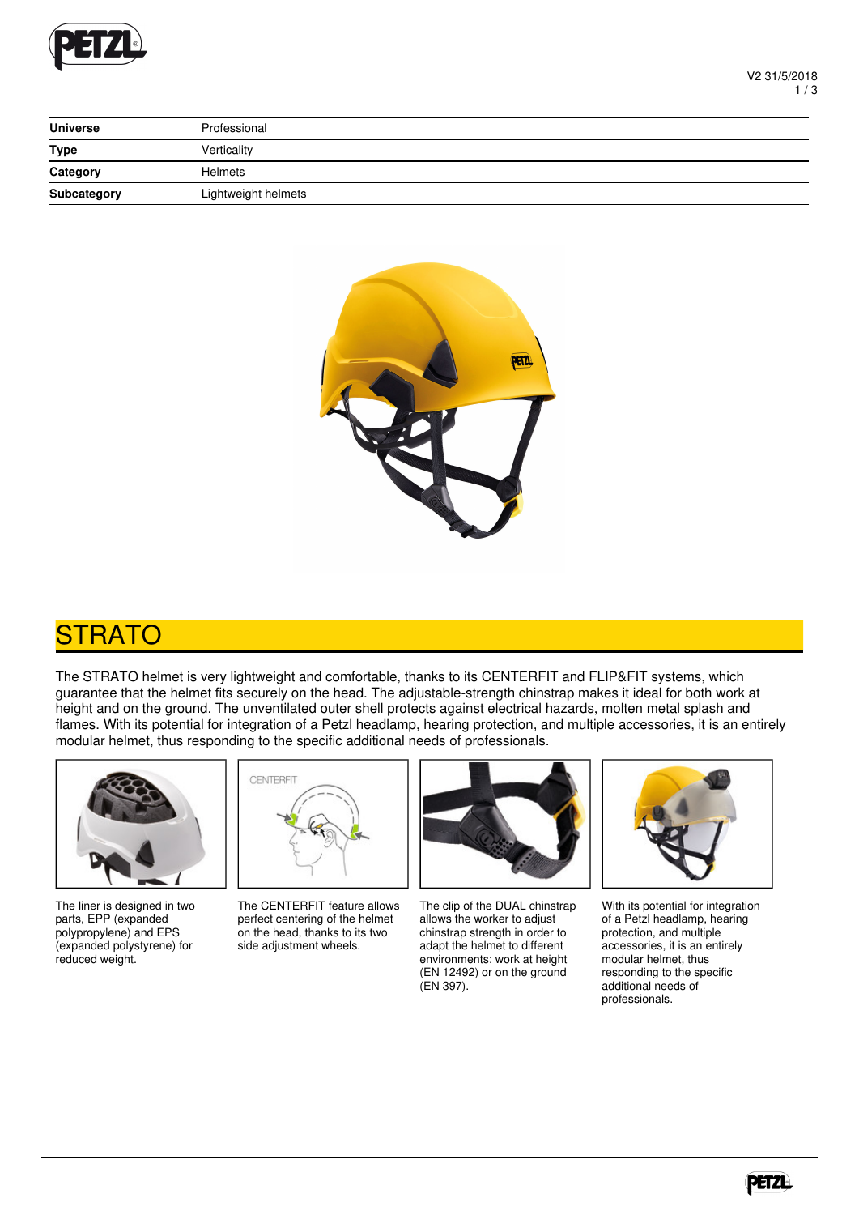| Universe | Professional |
|---|---|
| Type | Verticality |
| Category | Helmets |
| Subcategory | Lightweight helmets |

# STRATO

The STRATO helmet is very lightweight and comfortable, thanks to its CENTERFIT and FLIP&FIT systems, which guarantee that the helmet fits securely on the head. The adjustable-strength chinstrap makes it ideal for both work at height and on the ground. The unventilated outer shell protects against electrical hazards, molten metal splash and flames. With its potential for integration of a Petzl headlamp, hearing protection, and multiple accessories, it is an entirely modular helmet, thus responding to the specific additional needs of professionals.

The liner is designed in two parts, EPP (expanded polypropylene) and EPS (expanded polystyrene) for reduced weight.

The CENTERFIT feature allows perfect centering of the helmet on the head, thanks to its two side adjustment wheels.

The clip of the DUAL chinstrap allows the worker to adjust chinstrap strength in order to adapt the helmet to different environments: work at height (EN 12492) or on the ground (EN 397).

With its potential for integration of a Petzl headlamp, hearing protection, and multiple accessories, it is an entirely modular helmet, thus responding to the specific additional needs of professionals.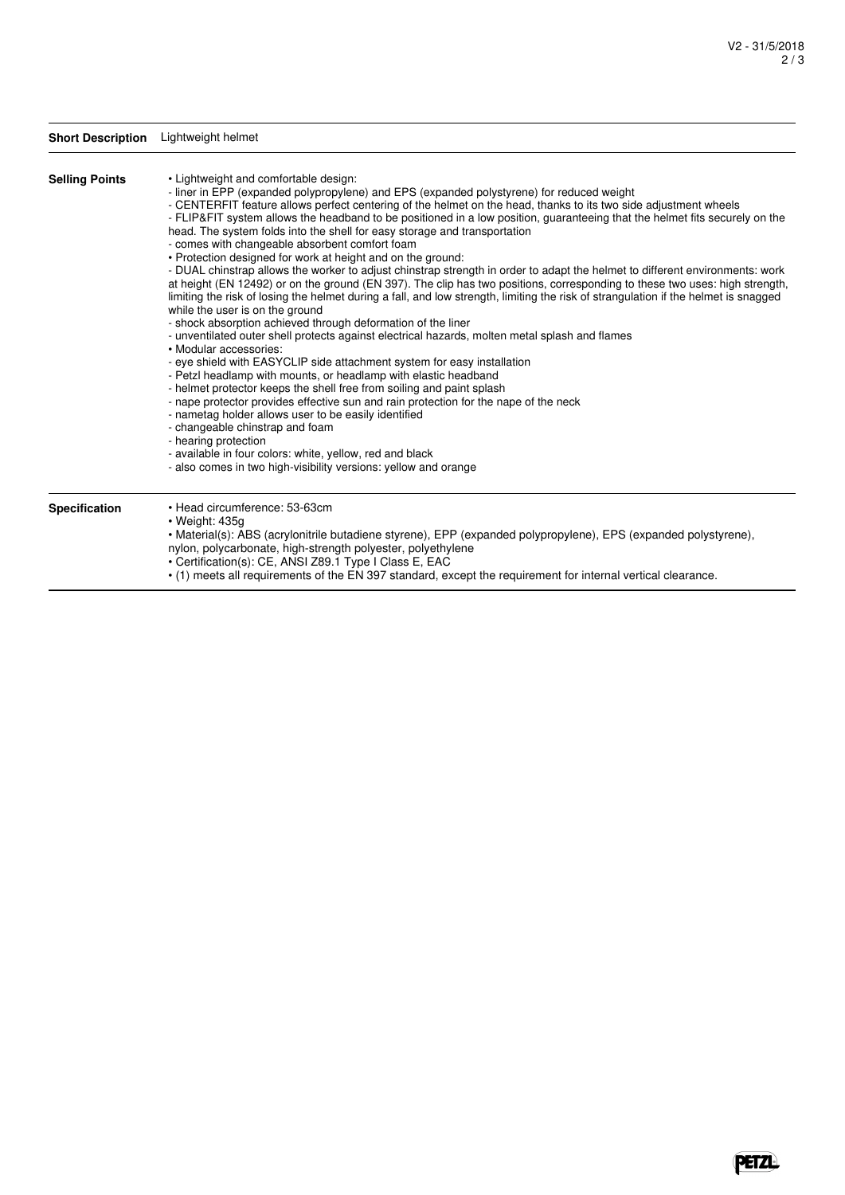**Short Description** Lightweight helmet

**Selling Points**

- Lightweight and comfortable design:
  - liner in EPP (expanded polypropylene) and EPS (expanded polystyrene) for reduced weight
  - CENTERFIT feature allows perfect centering of the helmet on the head, thanks to its two side adjustment wheels
  - FLIP&FIT system allows the headband to be positioned in a low position, guaranteeing that the helmet fits securely on the head. The system folds into the shell for easy storage and transportation
  - comes with changeable absorbent comfort foam
- Protection designed for work at height and on the ground:
  - DUAL chinstrap allows the worker to adjust chinstrap strength in order to adapt the helmet to different environments: work at height (EN 12492) or on the ground (EN 397). The clip has two positions, corresponding to these two uses: high strength, limiting the risk of losing the helmet during a fall, and low strength, limiting the risk of strangulation if the helmet is snagged while the user is on the ground
  - shock absorption achieved through deformation of the liner
  - unventilated outer shell protects against electrical hazards, molten metal splash and flames
- Modular accessories:
  - eye shield with EASYCLIP side attachment system for easy installation
  - Petzl headlamp with mounts, or headlamp with elastic headband
  - helmet protector keeps the shell free from soiling and paint splash
  - nape protector provides effective sun and rain protection for the nape of the neck
  - nametag holder allows user to be easily identified
  - changeable chinstrap and foam
  - hearing protection
  - available in four colors: white, yellow, red and black
  - also comes in two high-visibility versions: yellow and orange

**Specification**

- Head circumference: 53-63cm
- Weight: 435g
- Material(s): ABS (acrylonitrile butadiene styrene), EPP (expanded polypropylene), EPS (expanded polystyrene), nylon, polycarbonate, high-strength polyester, polyethylene
- Certification(s): CE, ANSI Z89.1 Type I Class E, EAC
- (1) meets all requirements of the EN 397 standard, except the requirement for internal vertical clearance.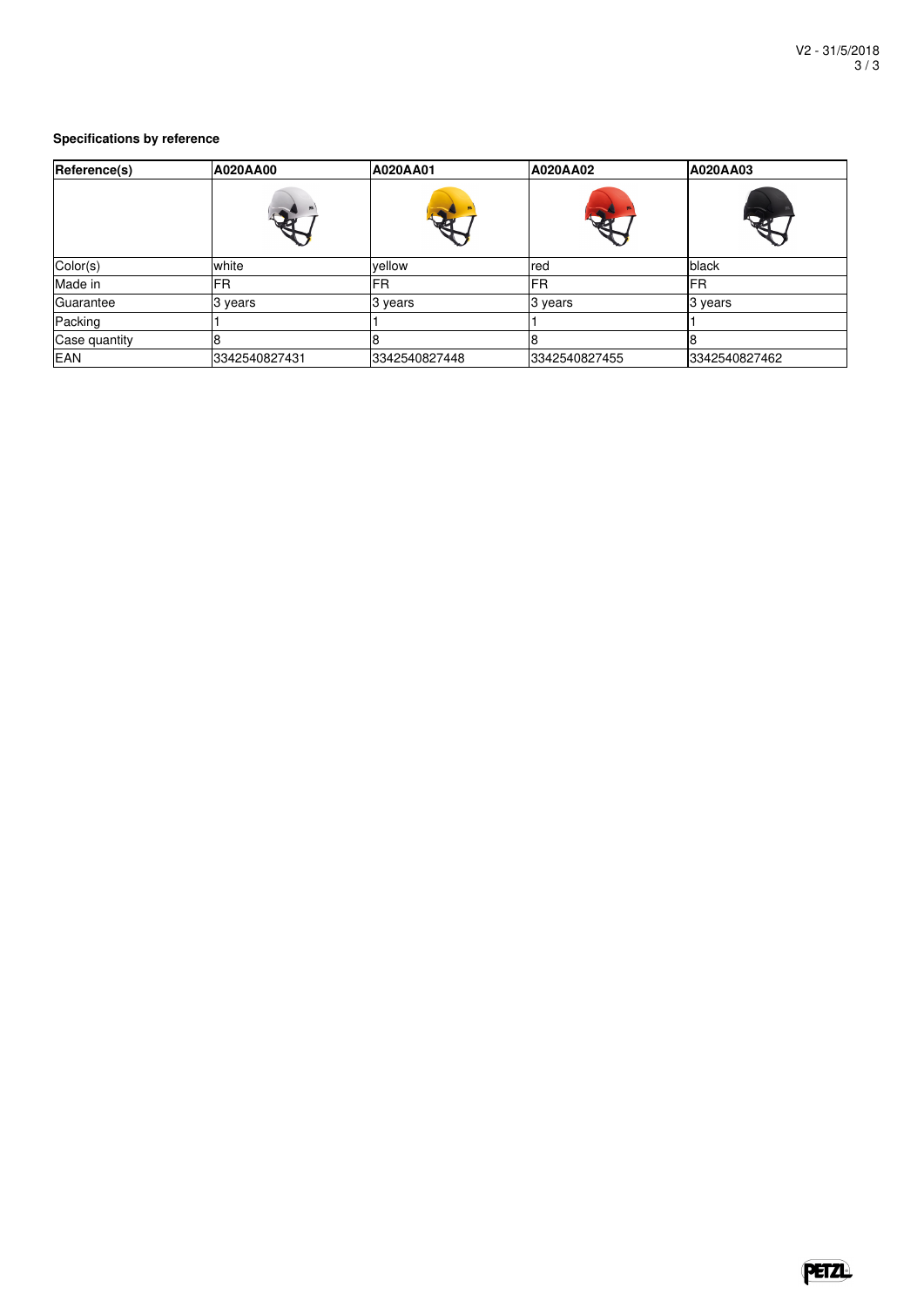**Specifications by reference**

| Reference(s) | A020AA00 | A020AA01 | A020AA02 | A020AA03 |
|---|---|---|---|---|
| | | | | |
| Color(s) | white | yellow | red | black |
| Made in | FR | FR | FR | FR |
| Guarantee | 3 years | 3 years | 3 years | 3 years |
| Packing | 1 | 1 | 1 | 1 |
| Case quantity | 8 | 8 | 8 | 8 |
| EAN | 3342540827431 | 3342540827448 | 3342540827455 | 3342540827462 |